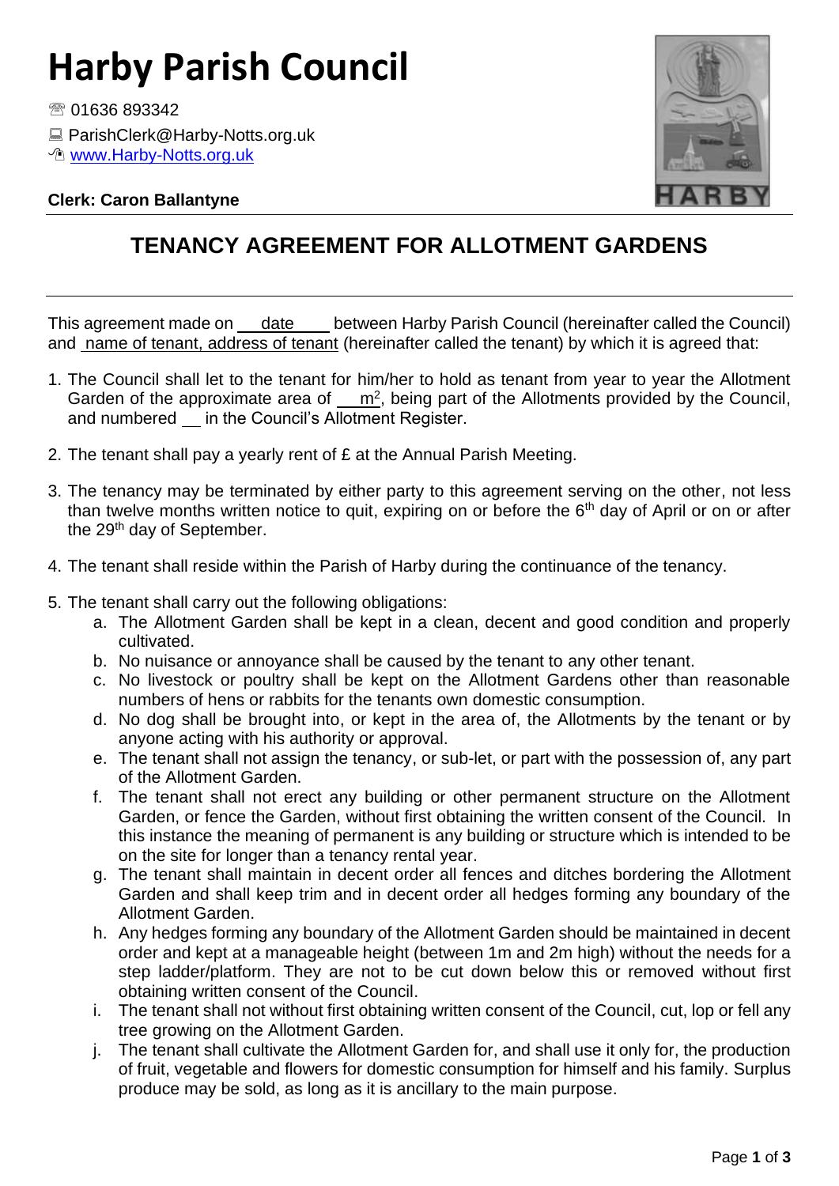# Harby Parish Council

☏ 01636 893342

🖳 ParishClerk@Harby-Notts.org.uk

🖰 www.Harby-Notts.org.uk

**Clerk: Caron Ballantyne**

## TENANCY AGREEMENT FOR ALLOTMENT GARDENS

This agreement made on date between Harby Parish Council (hereinafter called the Council) and name of tenant, address of tenant (hereinafter called the tenant) by which it is agreed that:

1. The Council shall let to the tenant for him/her to hold as tenant from year to year the Allotment Garden of the approximate area of ___ $m^2$, being part of the Allotments provided by the Council, and numbered ___ in the Council's Allotment Register.

2. The tenant shall pay a yearly rent of £ at the Annual Parish Meeting.

3. The tenancy may be terminated by either party to this agreement serving on the other, not less than twelve months written notice to quit, expiring on or before the 6th day of April or on or after the 29th day of September.

4. The tenant shall reside within the Parish of Harby during the continuance of the tenancy.

5. The tenant shall carry out the following obligations:
   a. The Allotment Garden shall be kept in a clean, decent and good condition and properly cultivated.
   b. No nuisance or annoyance shall be caused by the tenant to any other tenant.
   c. No livestock or poultry shall be kept on the Allotment Gardens other than reasonable numbers of hens or rabbits for the tenants own domestic consumption.
   d. No dog shall be brought into, or kept in the area of, the Allotments by the tenant or by anyone acting with his authority or approval.
   e. The tenant shall not assign the tenancy, or sub-let, or part with the possession of, any part of the Allotment Garden.
   f. The tenant shall not erect any building or other permanent structure on the Allotment Garden, or fence the Garden, without first obtaining the written consent of the Council. In this instance the meaning of permanent is any building or structure which is intended to be on the site for longer than a tenancy rental year.
   g. The tenant shall maintain in decent order all fences and ditches bordering the Allotment Garden and shall keep trim and in decent order all hedges forming any boundary of the Allotment Garden.
   h. Any hedges forming any boundary of the Allotment Garden should be maintained in decent order and kept at a manageable height (between 1m and 2m high) without the needs for a step ladder/platform. They are not to be cut down below this or removed without first obtaining written consent of the Council.
   i. The tenant shall not without first obtaining written consent of the Council, cut, lop or fell any tree growing on the Allotment Garden.
   j. The tenant shall cultivate the Allotment Garden for, and shall use it only for, the production of fruit, vegetable and flowers for domestic consumption for himself and his family. Surplus produce may be sold, as long as it is ancillary to the main purpose.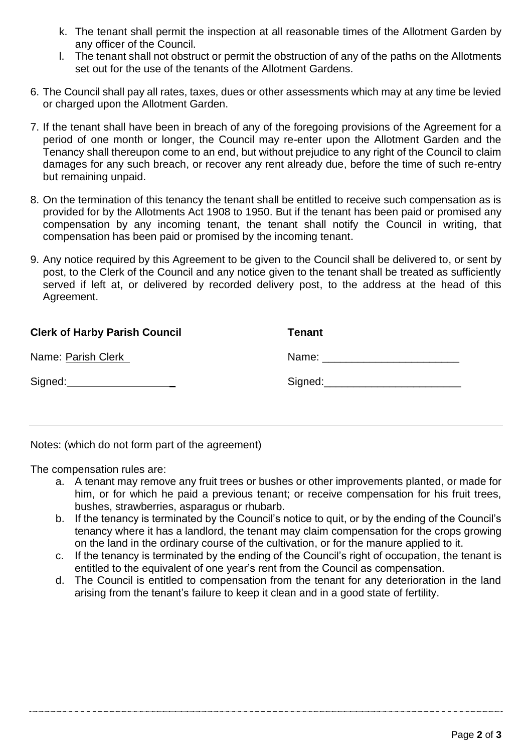k. The tenant shall permit the inspection at all reasonable times of the Allotment Garden by any officer of the Council.

l. The tenant shall not obstruct or permit the obstruction of any of the paths on the Allotments set out for the use of the tenants of the Allotment Gardens.

6. The Council shall pay all rates, taxes, dues or other assessments which may at any time be levied or charged upon the Allotment Garden.

7. If the tenant shall have been in breach of any of the foregoing provisions of the Agreement for a period of one month or longer, the Council may re-enter upon the Allotment Garden and the Tenancy shall thereupon come to an end, but without prejudice to any right of the Council to claim damages for any such breach, or recover any rent already due, before the time of such re-entry but remaining unpaid.

8. On the termination of this tenancy the tenant shall be entitled to receive such compensation as is provided for by the Allotments Act 1908 to 1950. But if the tenant has been paid or promised any compensation by any incoming tenant, the tenant shall notify the Council in writing, that compensation has been paid or promised by the incoming tenant.

9. Any notice required by this Agreement to be given to the Council shall be delivered to, or sent by post, to the Clerk of the Council and any notice given to the tenant shall be treated as sufficiently served if left at, or delivered by recorded delivery post, to the address at the head of this Agreement.

| **Clerk of Harby Parish Council** | **Tenant** |
|---|---|
| Name: Parish Clerk | Name: _______________________ |
| Signed: __________________ | Signed: _______________________ |

---

Notes: (which do not form part of the agreement)

The compensation rules are:

a. A tenant may remove any fruit trees or bushes or other improvements planted, or made for him, or for which he paid a previous tenant; or receive compensation for his fruit trees, bushes, strawberries, asparagus or rhubarb.

b. If the tenancy is terminated by the Council's notice to quit, or by the ending of the Council's tenancy where it has a landlord, the tenant may claim compensation for the crops growing on the land in the ordinary course of the cultivation, or for the manure applied to it.

c. If the tenancy is terminated by the ending of the Council's right of occupation, the tenant is entitled to the equivalent of one year's rent from the Council as compensation.

d. The Council is entitled to compensation from the tenant for any deterioration in the land arising from the tenant's failure to keep it clean and in a good state of fertility.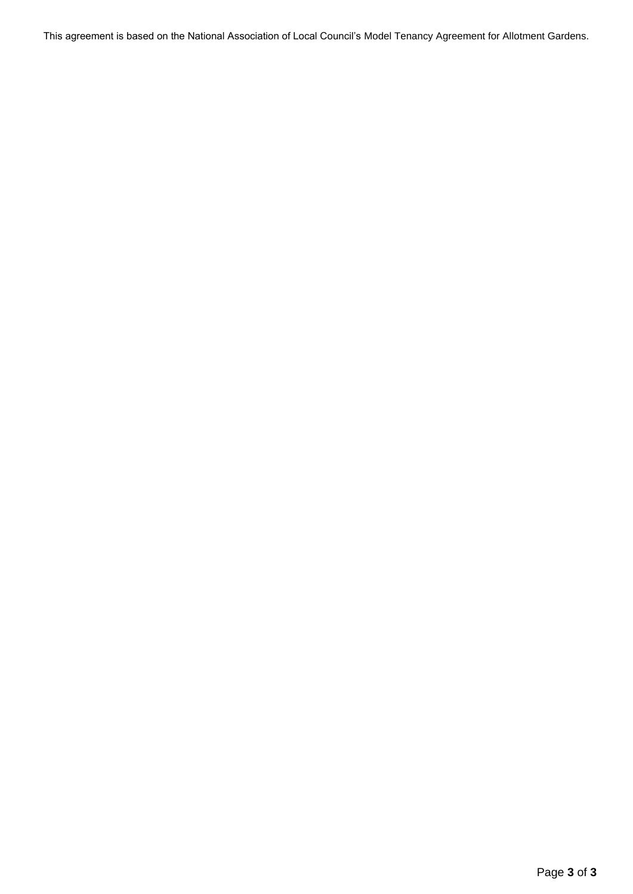This agreement is based on the National Association of Local Council's Model Tenancy Agreement for Allotment Gardens.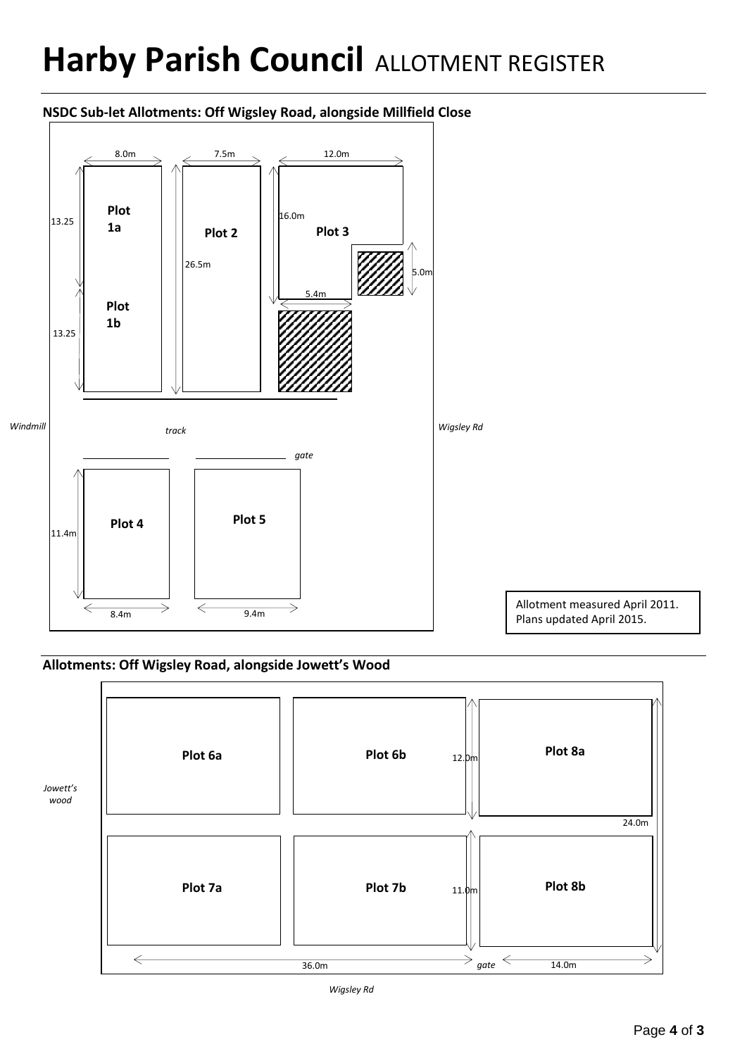# Harby Parish Council ALLOTMENT REGISTER

**NSDC Sub-let Allotments: Off Wigsley Road, alongside Millfield Close**

8.0m

7.5m

12.0m

13.25

Plot 1a

Plot 2

16.0m

Plot 3

26.5m

5.0m

5.4m

13.25

Plot 1b

Windmill

*track*

Wigsley Rd

*gate*

11.4m

Plot 4

Plot 5

8.4m

9.4m

Allotment measured April 2011.
Plans updated April 2015.

**Allotments: Off Wigsley Road, alongside Jowett's Wood**

Plot 6a

Plot 6b

12.0m

Plot 8a

*Jowett's wood*

24.0m

Plot 7a

Plot 7b

11.0m

Plot 8b

36.0m

*gate*

14.0m

*Wigsley Rd*